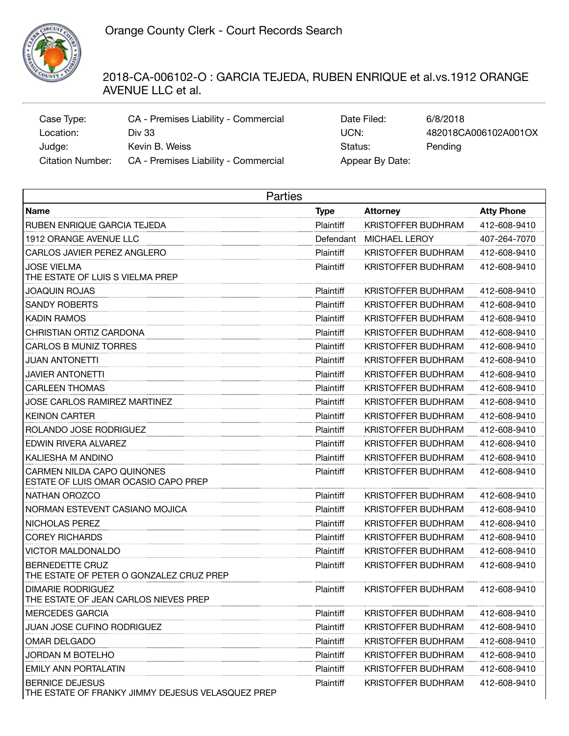Orange County Clerk - Court Records Search

# 2018-CA-006102-O : GARCIA TEJEDA, RUBEN ENRIQUE et al.vs.1912 ORANGE AVENUE LLC et al.

| | | | |
|---|---|---|---|
| Case Type: | CA - Premises Liability - Commercial | Date Filed: | 6/8/2018 |
| Location: | Div 33 | UCN: | 482018CA006102A001OX |
| Judge: | Kevin B. Weiss | Status: | Pending |
| Citation Number: | CA - Premises Liability - Commercial | Appear By Date: | |

## Parties

| Name | Type | Attorney | Atty Phone |
|---|---|---|---|
| RUBEN ENRIQUE GARCIA TEJEDA | Plaintiff | KRISTOFFER BUDHRAM | 412-608-9410 |
| 1912 ORANGE AVENUE LLC | Defendant | MICHAEL LEROY | 407-264-7070 |
| CARLOS JAVIER PEREZ ANGLERO | Plaintiff | KRISTOFFER BUDHRAM | 412-608-9410 |
| JOSE VIELMA<br>THE ESTATE OF LUIS S VIELMA PREP | Plaintiff | KRISTOFFER BUDHRAM | 412-608-9410 |
| JOAQUIN ROJAS | Plaintiff | KRISTOFFER BUDHRAM | 412-608-9410 |
| SANDY ROBERTS | Plaintiff | KRISTOFFER BUDHRAM | 412-608-9410 |
| KADIN RAMOS | Plaintiff | KRISTOFFER BUDHRAM | 412-608-9410 |
| CHRISTIAN ORTIZ CARDONA | Plaintiff | KRISTOFFER BUDHRAM | 412-608-9410 |
| CARLOS B MUNIZ TORRES | Plaintiff | KRISTOFFER BUDHRAM | 412-608-9410 |
| JUAN ANTONETTI | Plaintiff | KRISTOFFER BUDHRAM | 412-608-9410 |
| JAVIER ANTONETTI | Plaintiff | KRISTOFFER BUDHRAM | 412-608-9410 |
| CARLEEN THOMAS | Plaintiff | KRISTOFFER BUDHRAM | 412-608-9410 |
| JOSE CARLOS RAMIREZ MARTINEZ | Plaintiff | KRISTOFFER BUDHRAM | 412-608-9410 |
| KEINON CARTER | Plaintiff | KRISTOFFER BUDHRAM | 412-608-9410 |
| ROLANDO JOSE RODRIGUEZ | Plaintiff | KRISTOFFER BUDHRAM | 412-608-9410 |
| EDWIN RIVERA ALVAREZ | Plaintiff | KRISTOFFER BUDHRAM | 412-608-9410 |
| KALIESHA M ANDINO | Plaintiff | KRISTOFFER BUDHRAM | 412-608-9410 |
| CARMEN NILDA CAPO QUINONES<br>ESTATE OF LUIS OMAR OCASIO CAPO PREP | Plaintiff | KRISTOFFER BUDHRAM | 412-608-9410 |
| NATHAN OROZCO | Plaintiff | KRISTOFFER BUDHRAM | 412-608-9410 |
| NORMAN ESTEVENT CASIANO MOJICA | Plaintiff | KRISTOFFER BUDHRAM | 412-608-9410 |
| NICHOLAS PEREZ | Plaintiff | KRISTOFFER BUDHRAM | 412-608-9410 |
| COREY RICHARDS | Plaintiff | KRISTOFFER BUDHRAM | 412-608-9410 |
| VICTOR MALDONALDO | Plaintiff | KRISTOFFER BUDHRAM | 412-608-9410 |
| BERNEDETTE CRUZ<br>THE ESTATE OF PETER O GONZALEZ CRUZ PREP | Plaintiff | KRISTOFFER BUDHRAM | 412-608-9410 |
| DIMARIE RODRIGUEZ<br>THE ESTATE OF JEAN CARLOS NIEVES PREP | Plaintiff | KRISTOFFER BUDHRAM | 412-608-9410 |
| MERCEDES GARCIA | Plaintiff | KRISTOFFER BUDHRAM | 412-608-9410 |
| JUAN JOSE CUFINO RODRIGUEZ | Plaintiff | KRISTOFFER BUDHRAM | 412-608-9410 |
| OMAR DELGADO | Plaintiff | KRISTOFFER BUDHRAM | 412-608-9410 |
| JORDAN M BOTELHO | Plaintiff | KRISTOFFER BUDHRAM | 412-608-9410 |
| EMILY ANN PORTALATIN | Plaintiff | KRISTOFFER BUDHRAM | 412-608-9410 |
| BERNICE DEJESUS<br>THE ESTATE OF FRANKY JIMMY DEJESUS VELASQUEZ PREP | Plaintiff | KRISTOFFER BUDHRAM | 412-608-9410 |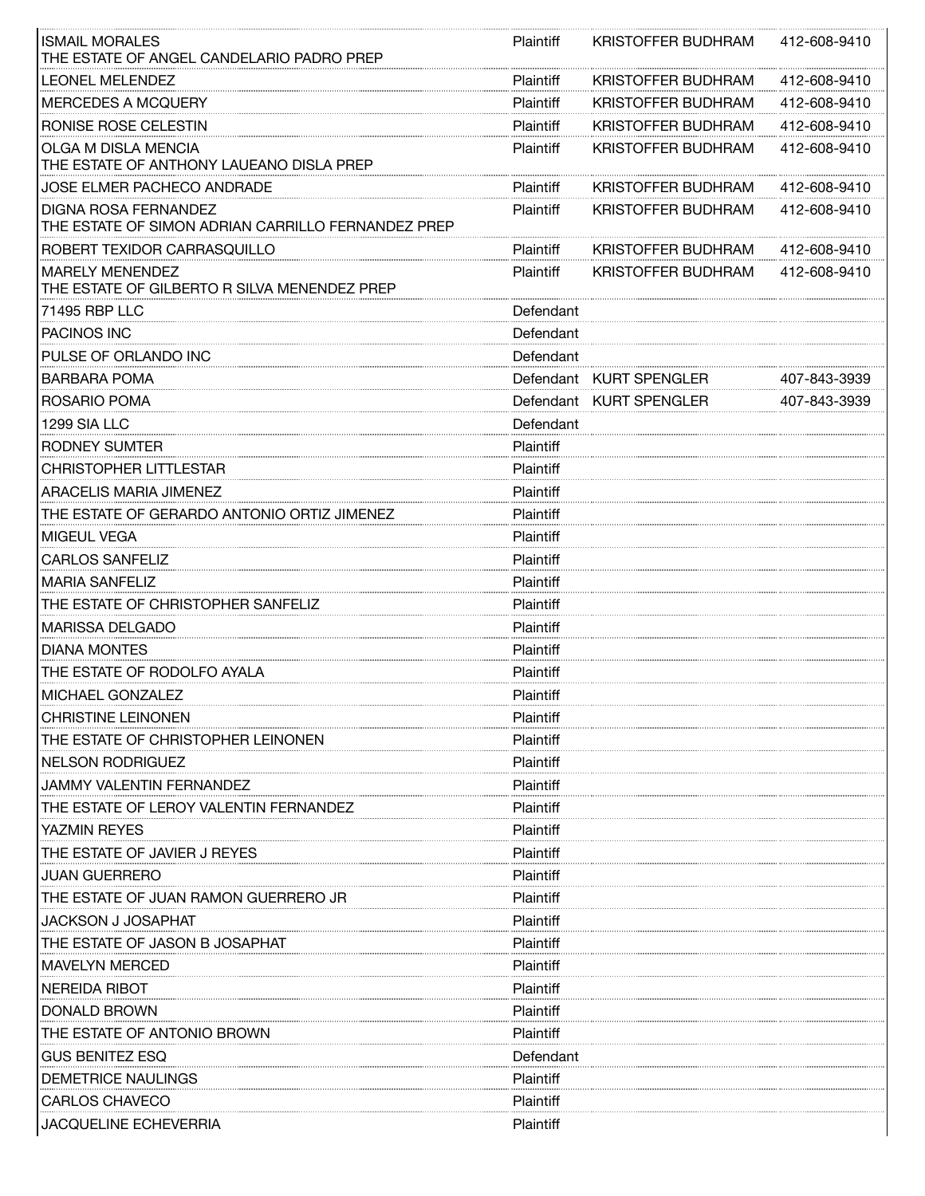| | | | |
|---|---|---|---|
| ISMAIL MORALES<br>THE ESTATE OF ANGEL CANDELARIO PADRO PREP | Plaintiff | KRISTOFFER BUDHRAM | 412-608-9410 |
| LEONEL MELENDEZ | Plaintiff | KRISTOFFER BUDHRAM | 412-608-9410 |
| MERCEDES A MCQUERY | Plaintiff | KRISTOFFER BUDHRAM | 412-608-9410 |
| RONISE ROSE CELESTIN | Plaintiff | KRISTOFFER BUDHRAM | 412-608-9410 |
| OLGA M DISLA MENCIA<br>THE ESTATE OF ANTHONY LAUEANO DISLA PREP | Plaintiff | KRISTOFFER BUDHRAM | 412-608-9410 |
| JOSE ELMER PACHECO ANDRADE | Plaintiff | KRISTOFFER BUDHRAM | 412-608-9410 |
| DIGNA ROSA FERNANDEZ<br>THE ESTATE OF SIMON ADRIAN CARRILLO FERNANDEZ PREP | Plaintiff | KRISTOFFER BUDHRAM | 412-608-9410 |
| ROBERT TEXIDOR CARRASQUILLO | Plaintiff | KRISTOFFER BUDHRAM | 412-608-9410 |
| MARELY MENENDEZ<br>THE ESTATE OF GILBERTO R SILVA MENENDEZ PREP | Plaintiff | KRISTOFFER BUDHRAM | 412-608-9410 |
| 71495 RBP LLC | Defendant | | |
| PACINOS INC | Defendant | | |
| PULSE OF ORLANDO INC | Defendant | | |
| BARBARA POMA | Defendant | KURT SPENGLER | 407-843-3939 |
| ROSARIO POMA | Defendant | KURT SPENGLER | 407-843-3939 |
| 1299 SIA LLC | Defendant | | |
| RODNEY SUMTER | Plaintiff | | |
| CHRISTOPHER LITTLESTAR | Plaintiff | | |
| ARACELIS MARIA JIMENEZ | Plaintiff | | |
| THE ESTATE OF GERARDO ANTONIO ORTIZ JIMENEZ | Plaintiff | | |
| MIGEUL VEGA | Plaintiff | | |
| CARLOS SANFELIZ | Plaintiff | | |
| MARIA SANFELIZ | Plaintiff | | |
| THE ESTATE OF CHRISTOPHER SANFELIZ | Plaintiff | | |
| MARISSA DELGADO | Plaintiff | | |
| DIANA MONTES | Plaintiff | | |
| THE ESTATE OF RODOLFO AYALA | Plaintiff | | |
| MICHAEL GONZALEZ | Plaintiff | | |
| CHRISTINE LEINONEN | Plaintiff | | |
| THE ESTATE OF CHRISTOPHER LEINONEN | Plaintiff | | |
| NELSON RODRIGUEZ | Plaintiff | | |
| JAMMY VALENTIN FERNANDEZ | Plaintiff | | |
| THE ESTATE OF LEROY VALENTIN FERNANDEZ | Plaintiff | | |
| YAZMIN REYES | Plaintiff | | |
| THE ESTATE OF JAVIER J REYES | Plaintiff | | |
| JUAN GUERRERO | Plaintiff | | |
| THE ESTATE OF JUAN RAMON GUERRERO JR | Plaintiff | | |
| JACKSON J JOSAPHAT | Plaintiff | | |
| THE ESTATE OF JASON B JOSAPHAT | Plaintiff | | |
| MAVELYN MERCED | Plaintiff | | |
| NEREIDA RIBOT | Plaintiff | | |
| DONALD BROWN | Plaintiff | | |
| THE ESTATE OF ANTONIO BROWN | Plaintiff | | |
| GUS BENITEZ ESQ | Defendant | | |
| DEMETRICE NAULINGS | Plaintiff | | |
| CARLOS CHAVECO | Plaintiff | | |
| JACQUELINE ECHEVERRIA | Plaintiff | | |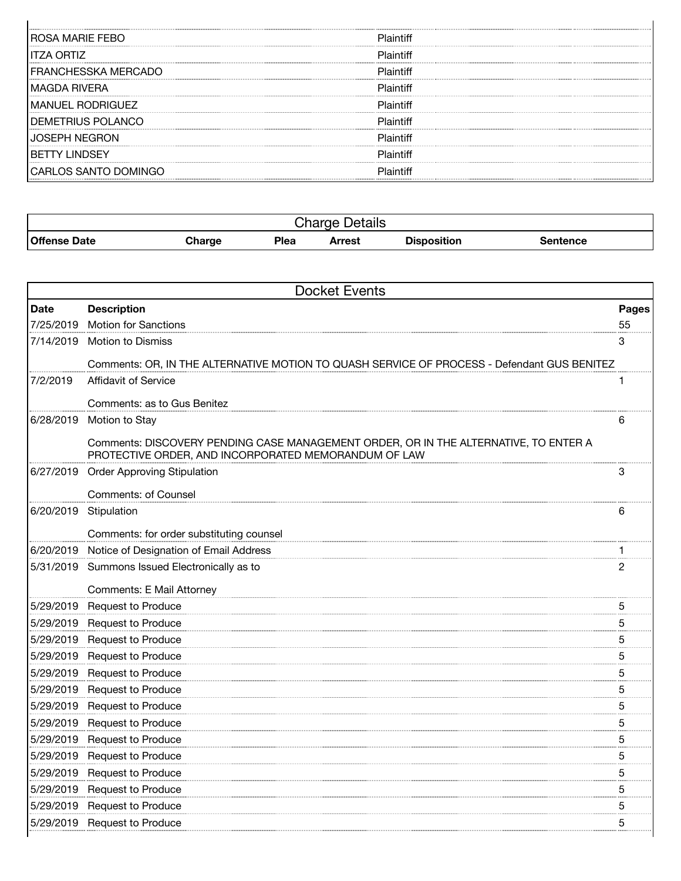| | |
|---|---|
| ROSA MARIE FEBO | Plaintiff |
| ITZA ORTIZ | Plaintiff |
| FRANCHESSKA MERCADO | Plaintiff |
| MAGDA RIVERA | Plaintiff |
| MANUEL RODRIGUEZ | Plaintiff |
| DEMETRIUS POLANCO | Plaintiff |
| JOSEPH NEGRON | Plaintiff |
| BETTY LINDSEY | Plaintiff |
| CARLOS SANTO DOMINGO | Plaintiff |

## Charge Details

| Offense Date | Charge | Plea | Arrest | Disposition | Sentence |
|---|---|---|---|---|---|

## Docket Events

| Date | Description | Pages |
|---|---|---|
| 7/25/2019 | Motion for Sanctions | 55 |
| 7/14/2019 | Motion to Dismiss<br><br>Comments: OR, IN THE ALTERNATIVE MOTION TO QUASH SERVICE OF PROCESS - Defendant GUS BENITEZ | 3 |
| 7/2/2019 | Affidavit of Service<br><br>Comments: as to Gus Benitez | 1 |
| 6/28/2019 | Motion to Stay<br><br>Comments: DISCOVERY PENDING CASE MANAGEMENT ORDER, OR IN THE ALTERNATIVE, TO ENTER A PROTECTIVE ORDER, AND INCORPORATED MEMORANDUM OF LAW | 6 |
| 6/27/2019 | Order Approving Stipulation<br><br>Comments: of Counsel | 3 |
| 6/20/2019 | Stipulation<br><br>Comments: for order substituting counsel | 6 |
| 6/20/2019 | Notice of Designation of Email Address | 1 |
| 5/31/2019 | Summons Issued Electronically as to<br><br>Comments: E Mail Attorney | 2 |
| 5/29/2019 | Request to Produce | 5 |
| 5/29/2019 | Request to Produce | 5 |
| 5/29/2019 | Request to Produce | 5 |
| 5/29/2019 | Request to Produce | 5 |
| 5/29/2019 | Request to Produce | 5 |
| 5/29/2019 | Request to Produce | 5 |
| 5/29/2019 | Request to Produce | 5 |
| 5/29/2019 | Request to Produce | 5 |
| 5/29/2019 | Request to Produce | 5 |
| 5/29/2019 | Request to Produce | 5 |
| 5/29/2019 | Request to Produce | 5 |
| 5/29/2019 | Request to Produce | 5 |
| 5/29/2019 | Request to Produce | 5 |
| 5/29/2019 | Request to Produce | 5 |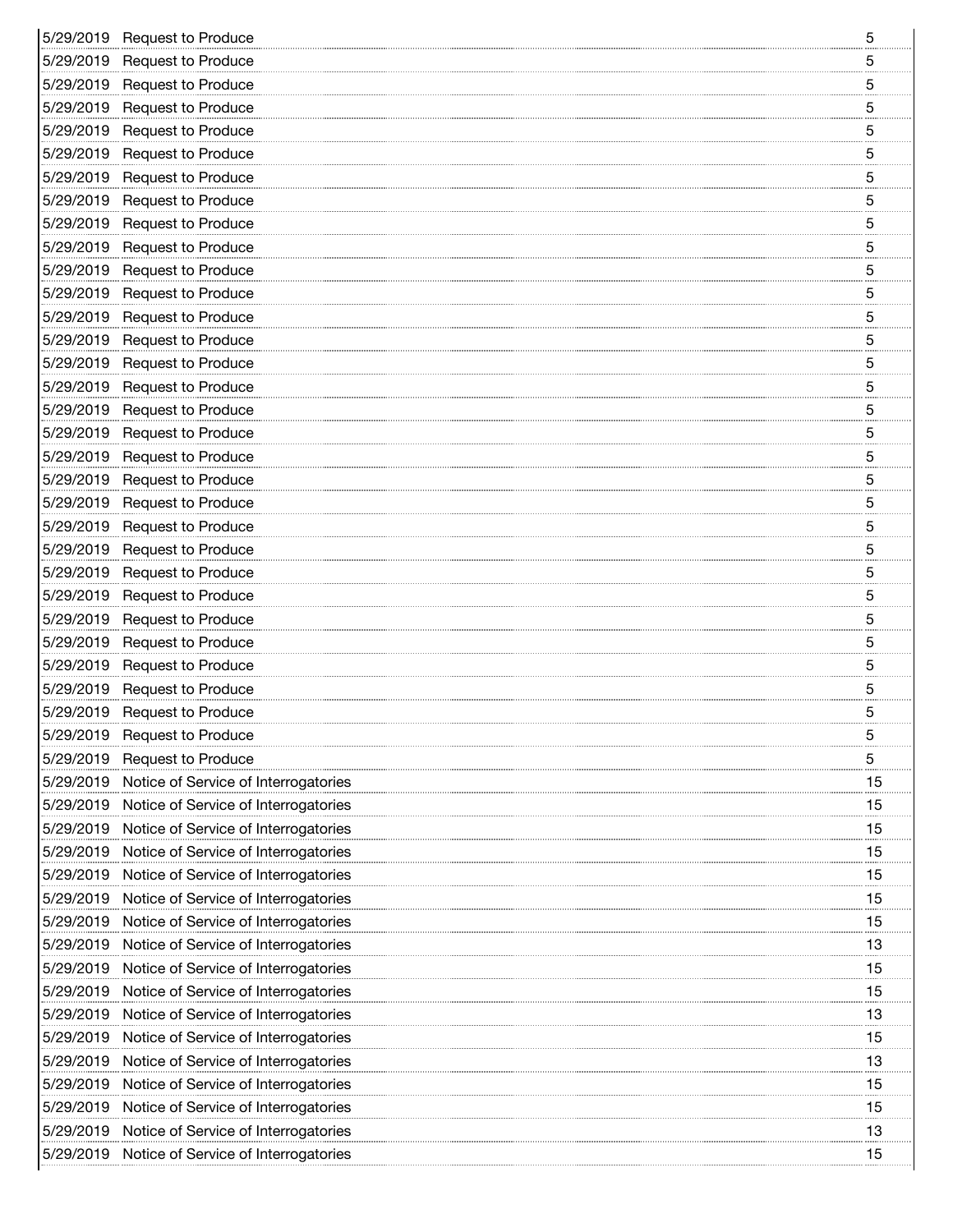| | | |
|---|---|---|
| 5/29/2019 | Request to Produce | 5 |
| 5/29/2019 | Request to Produce | 5 |
| 5/29/2019 | Request to Produce | 5 |
| 5/29/2019 | Request to Produce | 5 |
| 5/29/2019 | Request to Produce | 5 |
| 5/29/2019 | Request to Produce | 5 |
| 5/29/2019 | Request to Produce | 5 |
| 5/29/2019 | Request to Produce | 5 |
| 5/29/2019 | Request to Produce | 5 |
| 5/29/2019 | Request to Produce | 5 |
| 5/29/2019 | Request to Produce | 5 |
| 5/29/2019 | Request to Produce | 5 |
| 5/29/2019 | Request to Produce | 5 |
| 5/29/2019 | Request to Produce | 5 |
| 5/29/2019 | Request to Produce | 5 |
| 5/29/2019 | Request to Produce | 5 |
| 5/29/2019 | Request to Produce | 5 |
| 5/29/2019 | Request to Produce | 5 |
| 5/29/2019 | Request to Produce | 5 |
| 5/29/2019 | Request to Produce | 5 |
| 5/29/2019 | Request to Produce | 5 |
| 5/29/2019 | Request to Produce | 5 |
| 5/29/2019 | Request to Produce | 5 |
| 5/29/2019 | Request to Produce | 5 |
| 5/29/2019 | Request to Produce | 5 |
| 5/29/2019 | Request to Produce | 5 |
| 5/29/2019 | Request to Produce | 5 |
| 5/29/2019 | Request to Produce | 5 |
| 5/29/2019 | Request to Produce | 5 |
| 5/29/2019 | Request to Produce | 5 |
| 5/29/2019 | Request to Produce | 5 |
| 5/29/2019 | Request to Produce | 5 |
| 5/29/2019 | Notice of Service of Interrogatories | 15 |
| 5/29/2019 | Notice of Service of Interrogatories | 15 |
| 5/29/2019 | Notice of Service of Interrogatories | 15 |
| 5/29/2019 | Notice of Service of Interrogatories | 15 |
| 5/29/2019 | Notice of Service of Interrogatories | 15 |
| 5/29/2019 | Notice of Service of Interrogatories | 15 |
| 5/29/2019 | Notice of Service of Interrogatories | 15 |
| 5/29/2019 | Notice of Service of Interrogatories | 13 |
| 5/29/2019 | Notice of Service of Interrogatories | 15 |
| 5/29/2019 | Notice of Service of Interrogatories | 15 |
| 5/29/2019 | Notice of Service of Interrogatories | 13 |
| 5/29/2019 | Notice of Service of Interrogatories | 15 |
| 5/29/2019 | Notice of Service of Interrogatories | 13 |
| 5/29/2019 | Notice of Service of Interrogatories | 15 |
| 5/29/2019 | Notice of Service of Interrogatories | 15 |
| 5/29/2019 | Notice of Service of Interrogatories | 13 |
| 5/29/2019 | Notice of Service of Interrogatories | 15 |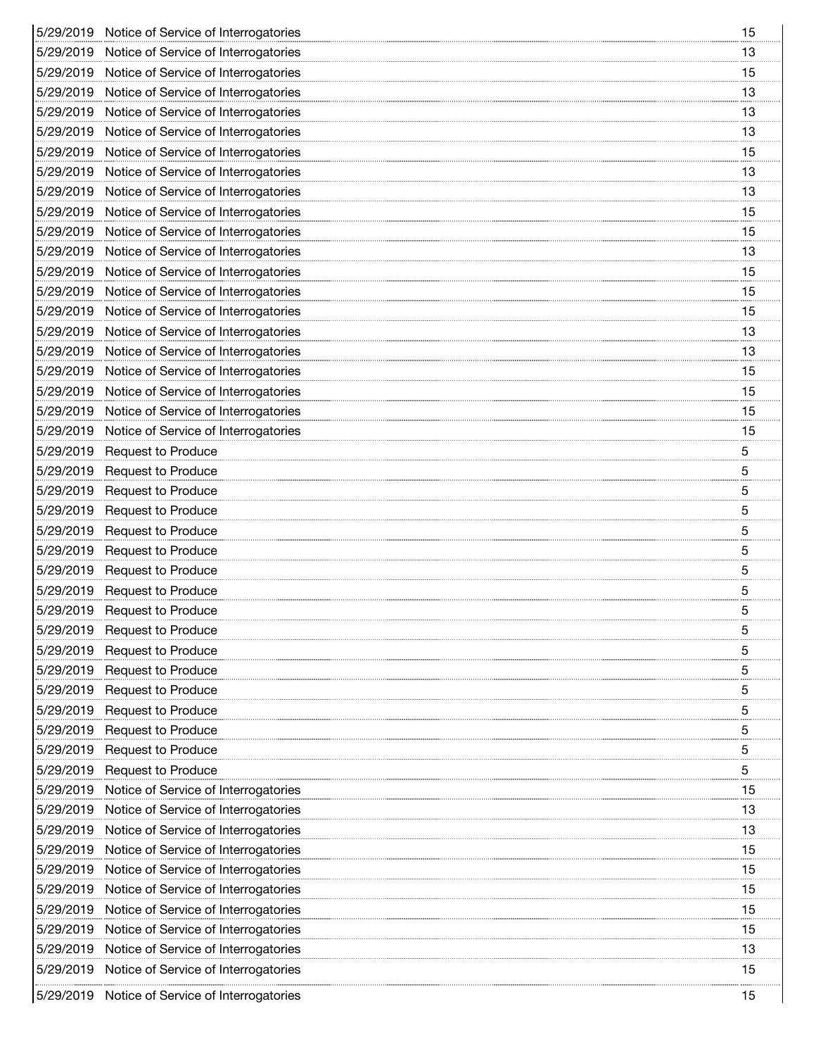| | | |
|---|---|---|
| 5/29/2019 | Notice of Service of Interrogatories | 15 |
| 5/29/2019 | Notice of Service of Interrogatories | 13 |
| 5/29/2019 | Notice of Service of Interrogatories | 15 |
| 5/29/2019 | Notice of Service of Interrogatories | 13 |
| 5/29/2019 | Notice of Service of Interrogatories | 13 |
| 5/29/2019 | Notice of Service of Interrogatories | 13 |
| 5/29/2019 | Notice of Service of Interrogatories | 15 |
| 5/29/2019 | Notice of Service of Interrogatories | 13 |
| 5/29/2019 | Notice of Service of Interrogatories | 13 |
| 5/29/2019 | Notice of Service of Interrogatories | 15 |
| 5/29/2019 | Notice of Service of Interrogatories | 15 |
| 5/29/2019 | Notice of Service of Interrogatories | 13 |
| 5/29/2019 | Notice of Service of Interrogatories | 15 |
| 5/29/2019 | Notice of Service of Interrogatories | 15 |
| 5/29/2019 | Notice of Service of Interrogatories | 15 |
| 5/29/2019 | Notice of Service of Interrogatories | 13 |
| 5/29/2019 | Notice of Service of Interrogatories | 13 |
| 5/29/2019 | Notice of Service of Interrogatories | 15 |
| 5/29/2019 | Notice of Service of Interrogatories | 15 |
| 5/29/2019 | Notice of Service of Interrogatories | 15 |
| 5/29/2019 | Notice of Service of Interrogatories | 15 |
| 5/29/2019 | Request to Produce | 5 |
| 5/29/2019 | Request to Produce | 5 |
| 5/29/2019 | Request to Produce | 5 |
| 5/29/2019 | Request to Produce | 5 |
| 5/29/2019 | Request to Produce | 5 |
| 5/29/2019 | Request to Produce | 5 |
| 5/29/2019 | Request to Produce | 5 |
| 5/29/2019 | Request to Produce | 5 |
| 5/29/2019 | Request to Produce | 5 |
| 5/29/2019 | Request to Produce | 5 |
| 5/29/2019 | Request to Produce | 5 |
| 5/29/2019 | Request to Produce | 5 |
| 5/29/2019 | Request to Produce | 5 |
| 5/29/2019 | Request to Produce | 5 |
| 5/29/2019 | Request to Produce | 5 |
| 5/29/2019 | Request to Produce | 5 |
| 5/29/2019 | Request to Produce | 5 |
| 5/29/2019 | Notice of Service of Interrogatories | 15 |
| 5/29/2019 | Notice of Service of Interrogatories | 13 |
| 5/29/2019 | Notice of Service of Interrogatories | 13 |
| 5/29/2019 | Notice of Service of Interrogatories | 15 |
| 5/29/2019 | Notice of Service of Interrogatories | 15 |
| 5/29/2019 | Notice of Service of Interrogatories | 15 |
| 5/29/2019 | Notice of Service of Interrogatories | 15 |
| 5/29/2019 | Notice of Service of Interrogatories | 15 |
| 5/29/2019 | Notice of Service of Interrogatories | 13 |
| 5/29/2019 | Notice of Service of Interrogatories | 15 |
| 5/29/2019 | Notice of Service of Interrogatories | 15 |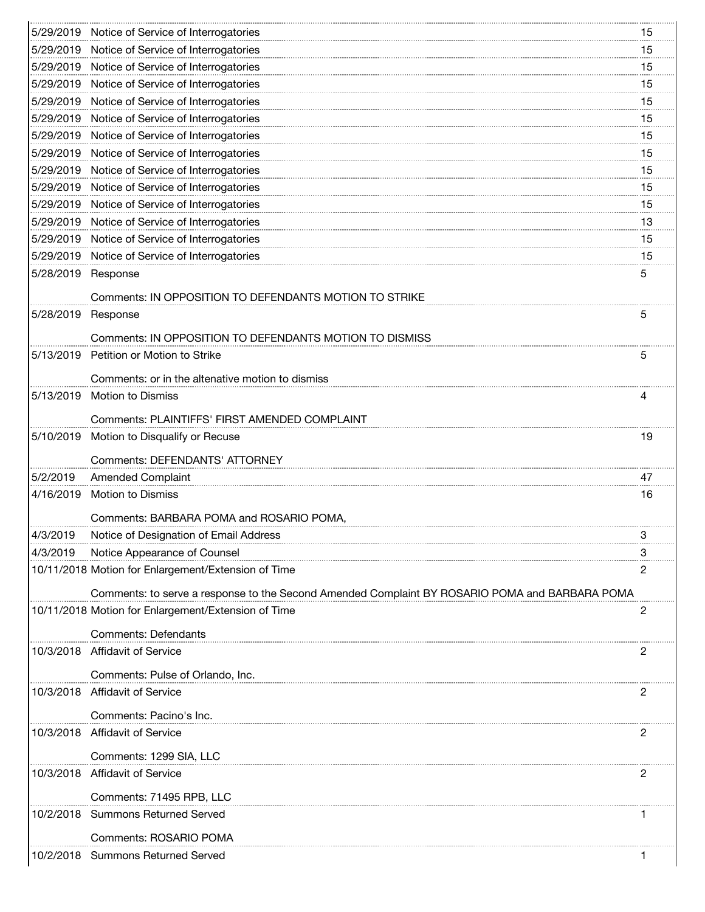| Date | Description | Pages |
|---|---|---|
| 5/29/2019 | Notice of Service of Interrogatories | 15 |
| 5/29/2019 | Notice of Service of Interrogatories | 15 |
| 5/29/2019 | Notice of Service of Interrogatories | 15 |
| 5/29/2019 | Notice of Service of Interrogatories | 15 |
| 5/29/2019 | Notice of Service of Interrogatories | 15 |
| 5/29/2019 | Notice of Service of Interrogatories | 15 |
| 5/29/2019 | Notice of Service of Interrogatories | 15 |
| 5/29/2019 | Notice of Service of Interrogatories | 15 |
| 5/29/2019 | Notice of Service of Interrogatories | 15 |
| 5/29/2019 | Notice of Service of Interrogatories | 15 |
| 5/29/2019 | Notice of Service of Interrogatories | 15 |
| 5/29/2019 | Notice of Service of Interrogatories | 13 |
| 5/29/2019 | Notice of Service of Interrogatories | 15 |
| 5/29/2019 | Notice of Service of Interrogatories | 15 |
| 5/28/2019 | Response<br>Comments: IN OPPOSITION TO DEFENDANTS MOTION TO STRIKE | 5 |
| 5/28/2019 | Response<br>Comments: IN OPPOSITION TO DEFENDANTS MOTION TO DISMISS | 5 |
| 5/13/2019 | Petition or Motion to Strike<br>Comments: or in the altenative motion to dismiss | 5 |
| 5/13/2019 | Motion to Dismiss<br>Comments: PLAINTIFFS' FIRST AMENDED COMPLAINT | 4 |
| 5/10/2019 | Motion to Disqualify or Recuse<br>Comments: DEFENDANTS' ATTORNEY | 19 |
| 5/2/2019 | Amended Complaint | 47 |
| 4/16/2019 | Motion to Dismiss<br>Comments: BARBARA POMA and ROSARIO POMA, | 16 |
| 4/3/2019 | Notice of Designation of Email Address | 3 |
| 4/3/2019 | Notice Appearance of Counsel | 3 |
| 10/11/2018 | Motion for Enlargement/Extension of Time<br>Comments: to serve a response to the Second Amended Complaint BY ROSARIO POMA and BARBARA POMA | 2 |
| 10/11/2018 | Motion for Enlargement/Extension of Time<br>Comments: Defendants | 2 |
| 10/3/2018 | Affidavit of Service<br>Comments: Pulse of Orlando, Inc. | 2 |
| 10/3/2018 | Affidavit of Service<br>Comments: Pacino's Inc. | 2 |
| 10/3/2018 | Affidavit of Service<br>Comments: 1299 SIA, LLC | 2 |
| 10/3/2018 | Affidavit of Service<br>Comments: 71495 RPB, LLC | 2 |
| 10/2/2018 | Summons Returned Served<br>Comments: ROSARIO POMA | 1 |
| 10/2/2018 | Summons Returned Served | 1 |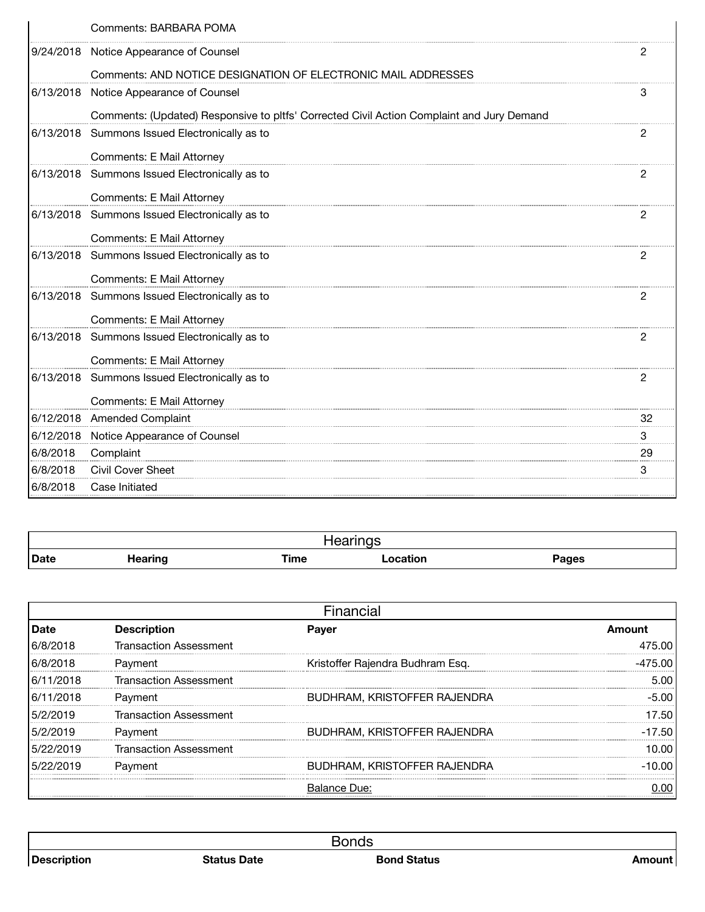| | | |
|---|---|---|
| | Comments: BARBARA POMA | |
| 9/24/2018 | Notice Appearance of Counsel | 2 |
| | Comments: AND NOTICE DESIGNATION OF ELECTRONIC MAIL ADDRESSES | |
| 6/13/2018 | Notice Appearance of Counsel | 3 |
| | Comments: (Updated) Responsive to pltfs' Corrected Civil Action Complaint and Jury Demand | |
| 6/13/2018 | Summons Issued Electronically as to | 2 |
| | Comments: E Mail Attorney | |
| 6/13/2018 | Summons Issued Electronically as to | 2 |
| | Comments: E Mail Attorney | |
| 6/13/2018 | Summons Issued Electronically as to | 2 |
| | Comments: E Mail Attorney | |
| 6/13/2018 | Summons Issued Electronically as to | 2 |
| | Comments: E Mail Attorney | |
| 6/13/2018 | Summons Issued Electronically as to | 2 |
| | Comments: E Mail Attorney | |
| 6/13/2018 | Summons Issued Electronically as to | 2 |
| | Comments: E Mail Attorney | |
| 6/13/2018 | Summons Issued Electronically as to | 2 |
| | Comments: E Mail Attorney | |
| 6/12/2018 | Amended Complaint | 32 |
| 6/12/2018 | Notice Appearance of Counsel | 3 |
| 6/8/2018 | Complaint | 29 |
| 6/8/2018 | Civil Cover Sheet | 3 |
| 6/8/2018 | Case Initiated | |

## Hearings

| Date | Hearing | Time | Location | Pages |
|---|---|---|---|---|

## Financial

| Date | Description | Payer | Amount |
|---|---|---|---|
| 6/8/2018 | Transaction Assessment | | 475.00 |
| 6/8/2018 | Payment | Kristoffer Rajendra Budhram Esq. | -475.00 |
| 6/11/2018 | Transaction Assessment | | 5.00 |
| 6/11/2018 | Payment | BUDHRAM, KRISTOFFER RAJENDRA | -5.00 |
| 5/2/2019 | Transaction Assessment | | 17.50 |
| 5/2/2019 | Payment | BUDHRAM, KRISTOFFER RAJENDRA | -17.50 |
| 5/22/2019 | Transaction Assessment | | 10.00 |
| 5/22/2019 | Payment | BUDHRAM, KRISTOFFER RAJENDRA | -10.00 |
| | | Balance Due: | 0.00 |

## Bonds

| Description | Status Date | Bond Status | Amount |
|---|---|---|---|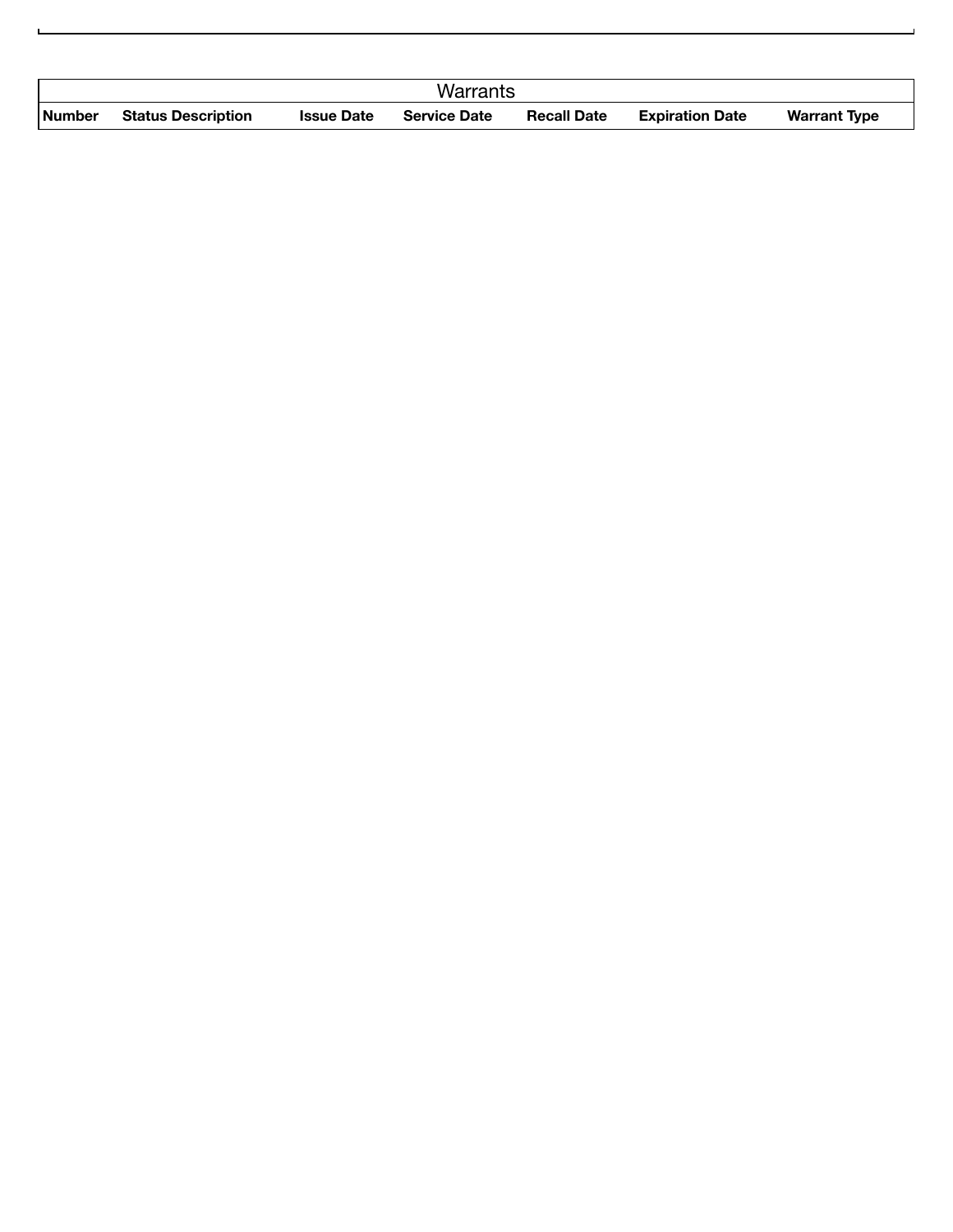## Warrants

| Number | Status Description | Issue Date | Service Date | Recall Date | Expiration Date | Warrant Type |
| --- | --- | --- | --- | --- | --- | --- |